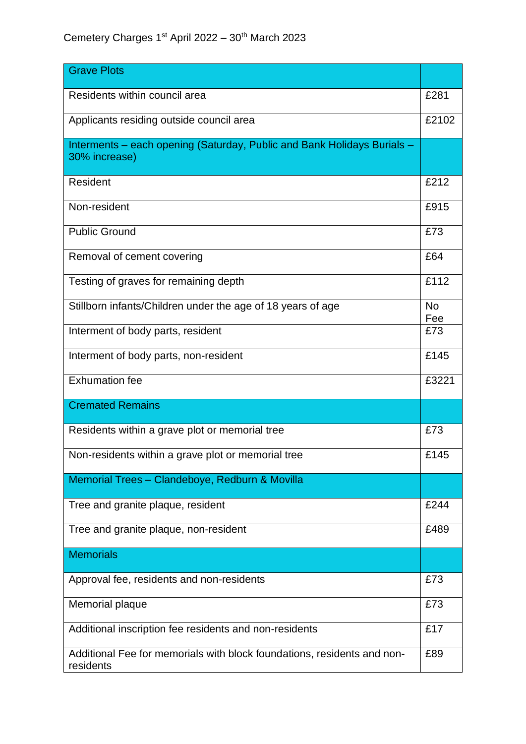Cemetery Charges 1st April 2022 – 30th March 2023

| Grave Plots | |
|---|---|
| Residents within council area | £281 |
| Applicants residing outside council area | £2102 |
| **Interments – each opening (Saturday, Public and Bank Holidays Burials – 30% increase)** | |
| Resident | £212 |
| Non-resident | £915 |
| Public Ground | £73 |
| Removal of cement covering | £64 |
| Testing of graves for remaining depth | £112 |
| Stillborn infants/Children under the age of 18 years of age | No Fee |
| Interment of body parts, resident | £73 |
| Interment of body parts, non-resident | £145 |
| Exhumation fee | £3221 |
| **Cremated Remains** | |
| Residents within a grave plot or memorial tree | £73 |
| Non-residents within a grave plot or memorial tree | £145 |
| **Memorial Trees – Clandeboye, Redburn & Movilla** | |
| Tree and granite plaque, resident | £244 |
| Tree and granite plaque, non-resident | £489 |
| **Memorials** | |
| Approval fee, residents and non-residents | £73 |
| Memorial plaque | £73 |
| Additional inscription fee residents and non-residents | £17 |
| Additional Fee for memorials with block foundations, residents and non-residents | £89 |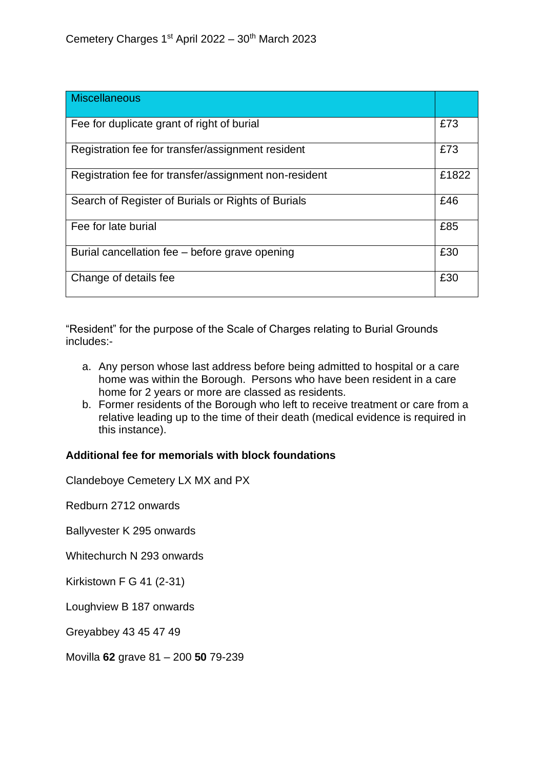Cemetery Charges 1st April 2022 – 30th March 2023

| Miscellaneous | |
|---|---|
| Fee for duplicate grant of right of burial | £73 |
| Registration fee for transfer/assignment resident | £73 |
| Registration fee for transfer/assignment non-resident | £1822 |
| Search of Register of Burials or Rights of Burials | £46 |
| Fee for late burial | £85 |
| Burial cancellation fee – before grave opening | £30 |
| Change of details fee | £30 |

"Resident" for the purpose of the Scale of Charges relating to Burial Grounds includes:-

a. Any person whose last address before being admitted to hospital or a care home was within the Borough. Persons who have been resident in a care home for 2 years or more are classed as residents.
b. Former residents of the Borough who left to receive treatment or care from a relative leading up to the time of their death (medical evidence is required in this instance).

**Additional fee for memorials with block foundations**

Clandeboye Cemetery LX MX and PX

Redburn 2712 onwards

Ballyvester K 295 onwards

Whitechurch N 293 onwards

Kirkistown F G 41 (2-31)

Loughview B 187 onwards

Greyabbey 43 45 47 49

Movilla **62** grave 81 – 200 **50** 79-239